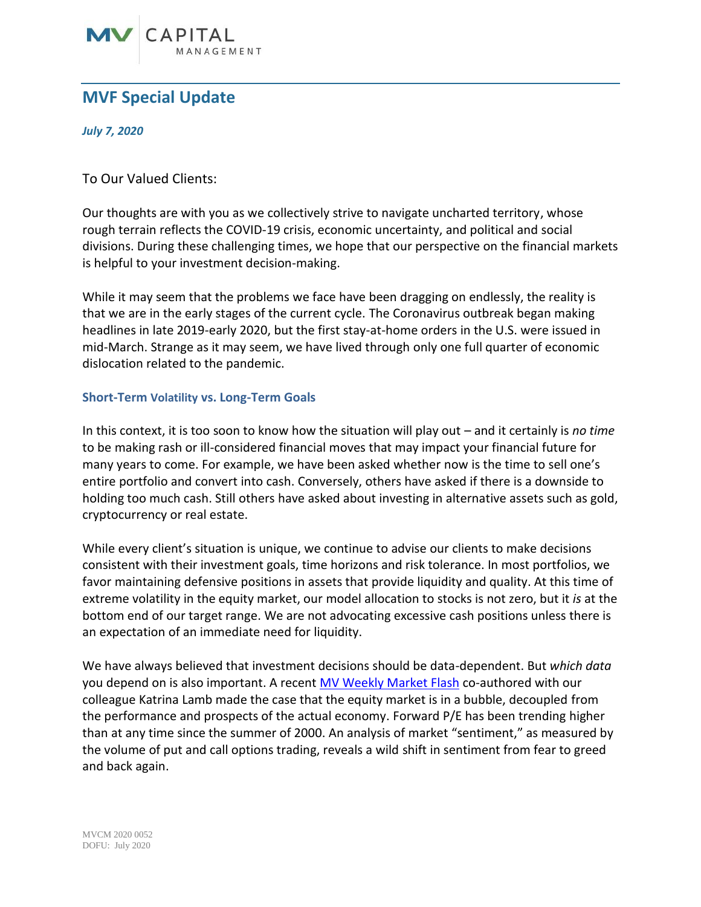## MVF Special Update

***July 7, 2020***

To Our Valued Clients:

Our thoughts are with you as we collectively strive to navigate uncharted territory, whose rough terrain reflects the COVID-19 crisis, economic uncertainty, and political and social divisions. During these challenging times, we hope that our perspective on the financial markets is helpful to your investment decision-making.

While it may seem that the problems we face have been dragging on endlessly, the reality is that we are in the early stages of the current cycle. The Coronavirus outbreak began making headlines in late 2019-early 2020, but the first stay-at-home orders in the U.S. were issued in mid-March. Strange as it may seem, we have lived through only one full quarter of economic dislocation related to the pandemic.

### Short-Term Volatility vs. Long-Term Goals

In this context, it is too soon to know how the situation will play out – and it certainly is *no time* to be making rash or ill-considered financial moves that may impact your financial future for many years to come. For example, we have been asked whether now is the time to sell one's entire portfolio and convert into cash. Conversely, others have asked if there is a downside to holding too much cash. Still others have asked about investing in alternative assets such as gold, cryptocurrency or real estate.

While every client's situation is unique, we continue to advise our clients to make decisions consistent with their investment goals, time horizons and risk tolerance. In most portfolios, we favor maintaining defensive positions in assets that provide liquidity and quality. At this time of extreme volatility in the equity market, our model allocation to stocks is not zero, but it *is* at the bottom end of our target range. We are not advocating excessive cash positions unless there is an expectation of an immediate need for liquidity.

We have always believed that investment decisions should be data-dependent. But *which data* you depend on is also important. A recent MV Weekly Market Flash co-authored with our colleague Katrina Lamb made the case that the equity market is in a bubble, decoupled from the performance and prospects of the actual economy. Forward P/E has been trending higher than at any time since the summer of 2000. An analysis of market "sentiment," as measured by the volume of put and call options trading, reveals a wild shift in sentiment from fear to greed and back again.

MVCM 2020 0052
DOFU: July 2020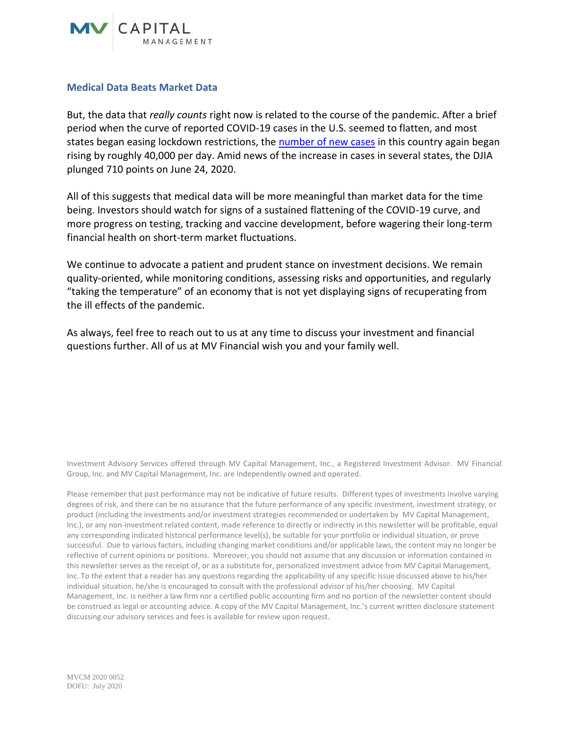### Medical Data Beats Market Data

But, the data that *really counts* right now is related to the course of the pandemic. After a brief period when the curve of reported COVID-19 cases in the U.S. seemed to flatten, and most states began easing lockdown restrictions, the number of new cases in this country again began rising by roughly 40,000 per day. Amid news of the increase in cases in several states, the DJIA plunged 710 points on June 24, 2020.

All of this suggests that medical data will be more meaningful than market data for the time being. Investors should watch for signs of a sustained flattening of the COVID-19 curve, and more progress on testing, tracking and vaccine development, before wagering their long-term financial health on short-term market fluctuations.

We continue to advocate a patient and prudent stance on investment decisions. We remain quality-oriented, while monitoring conditions, assessing risks and opportunities, and regularly "taking the temperature" of an economy that is not yet displaying signs of recuperating from the ill effects of the pandemic.

As always, feel free to reach out to us at any time to discuss your investment and financial questions further. All of us at MV Financial wish you and your family well.

Investment Advisory Services offered through MV Capital Management, Inc., a Registered Investment Advisor. MV Financial Group, Inc. and MV Capital Management, Inc. are independently owned and operated.

Please remember that past performance may not be indicative of future results. Different types of investments involve varying degrees of risk, and there can be no assurance that the future performance of any specific investment, investment strategy, or product (including the investments and/or investment strategies recommended or undertaken by MV Capital Management, Inc.), or any non-investment related content, made reference to directly or indirectly in this newsletter will be profitable, equal any corresponding indicated historical performance level(s), be suitable for your portfolio or individual situation, or prove successful. Due to various factors, including changing market conditions and/or applicable laws, the content may no longer be reflective of current opinions or positions. Moreover, you should not assume that any discussion or information contained in this newsletter serves as the receipt of, or as a substitute for, personalized investment advice from MV Capital Management, Inc. To the extent that a reader has any questions regarding the applicability of any specific issue discussed above to his/her individual situation, he/she is encouraged to consult with the professional advisor of his/her choosing. MV Capital Management, Inc. is neither a law firm nor a certified public accounting firm and no portion of the newsletter content should be construed as legal or accounting advice. A copy of the MV Capital Management, Inc.'s current written disclosure statement discussing our advisory services and fees is available for review upon request.

MVCM 2020 0052
DOFU: July 2020